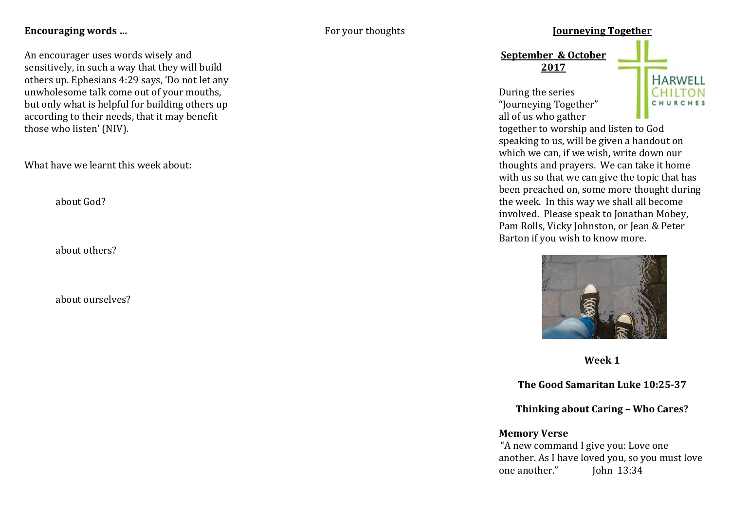**Encouraging words …**

An encourager uses words wisely and sensitively, in such a way that they will build others up. Ephesians 4:29 says, 'Do not let any unwholesome talk come out of your mouths, but only what is helpful for building others up according to their needs, that it may benefit those who listen' (NIV).

What have we learnt this week about:

about God?

about others?

about ourselves?

For your thoughts

# Journeying Together

**September & October 2017**

HARWELL CHILTON CHURCHES

During the series "Journeying Together" all of us who gather together to worship and listen to God speaking to us, will be given a handout on which we can, if we wish, write down our thoughts and prayers. We can take it home with us so that we can give the topic that has been preached on, some more thought during the week. In this way we shall all become involved. Please speak to Jonathan Mobey, Pam Rolls, Vicky Johnston, or Jean & Peter Barton if you wish to know more.

**Week 1**

**The Good Samaritan Luke 10:25-37**

**Thinking about Caring – Who Cares?**

**Memory Verse**

"A new command I give you: Love one another. As I have loved you, so you must love one another." John 13:34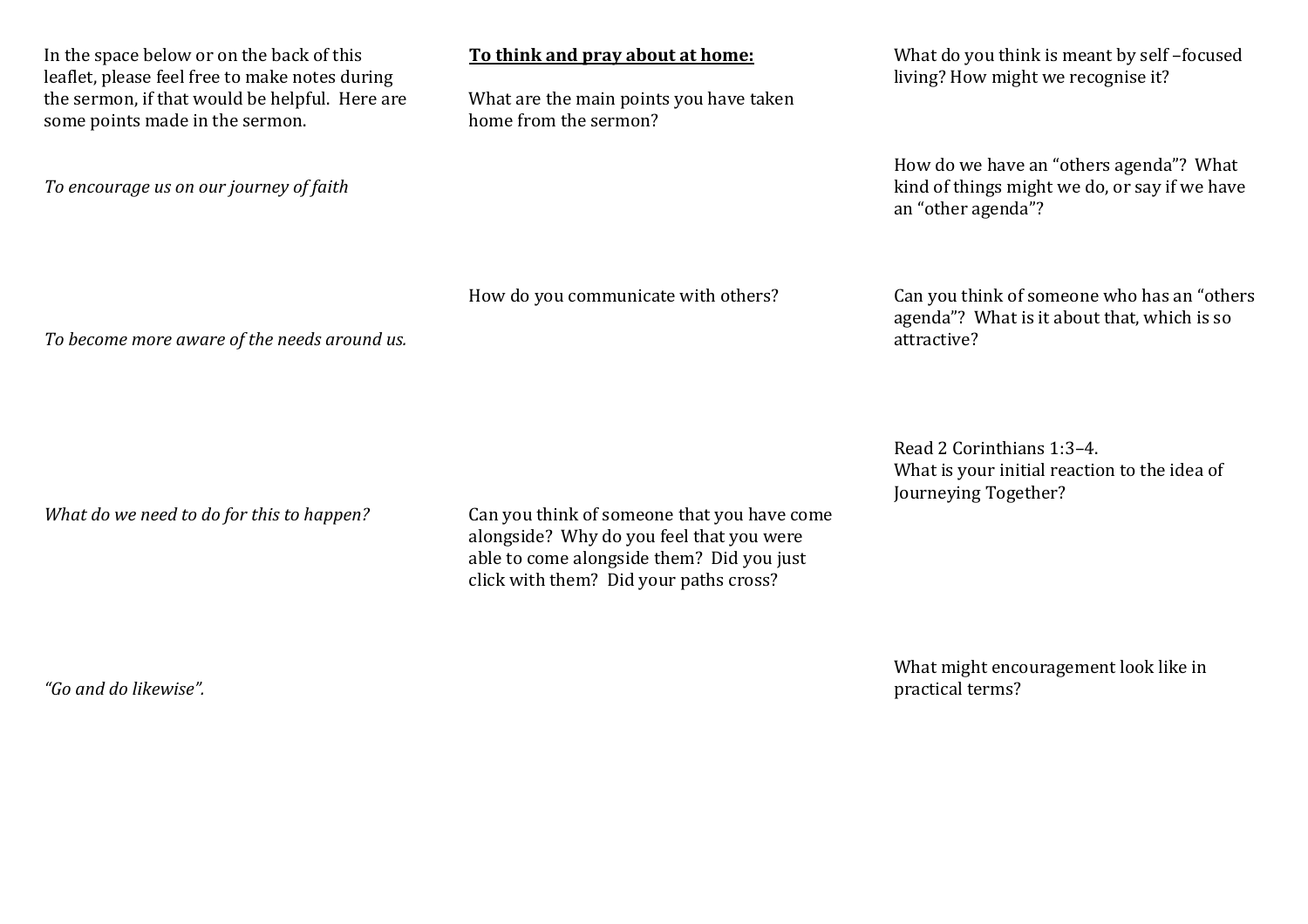In the space below or on the back of this leaflet, please feel free to make notes during the sermon, if that would be helpful. Here are some points made in the sermon.

*To encourage us on our journey of faith*

*To become more aware of the needs around us.*

*What do we need to do for this to happen?*

*"Go and do likewise".*

**<u>To think and pray about at home:</u>**

What are the main points you have taken home from the sermon?

How do you communicate with others?

Can you think of someone that you have come alongside? Why do you feel that you were able to come alongside them? Did you just click with them? Did your paths cross?

What do you think is meant by self –focused living? How might we recognise it?

How do we have an "others agenda"? What kind of things might we do, or say if we have an "other agenda"?

Can you think of someone who has an "others agenda"? What is it about that, which is so attractive?

Read 2 Corinthians 1:3–4.
What is your initial reaction to the idea of Journeying Together?

What might encouragement look like in practical terms?